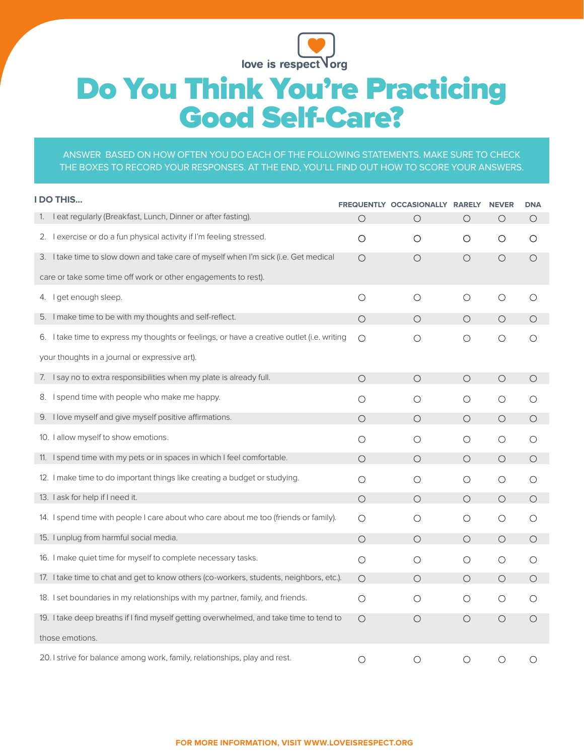love is respect.org

# Do You Think You're Practicing Good Self-Care?

ANSWER BASED ON HOW OFTEN YOU DO EACH OF THE FOLLOWING STATEMENTS. MAKE SURE TO CHECK THE BOXES TO RECORD YOUR RESPONSES. AT THE END, YOU'LL FIND OUT HOW TO SCORE YOUR ANSWERS.

| I DO THIS... | FREQUENTLY | OCCASIONALLY | RARELY | NEVER | DNA |
|---|---|---|---|---|---|
| 1. I eat regularly (Breakfast, Lunch, Dinner or after fasting). | ○ | ○ | ○ | ○ | ○ |
| 2. I exercise or do a fun physical activity if I'm feeling stressed. | ○ | ○ | ○ | ○ | ○ |
| 3. I take time to slow down and take care of myself when I'm sick (i.e. Get medical care or take some time off work or other engagements to rest). | ○ | ○ | ○ | ○ | ○ |
| 4. I get enough sleep. | ○ | ○ | ○ | ○ | ○ |
| 5. I make time to be with my thoughts and self-reflect. | ○ | ○ | ○ | ○ | ○ |
| 6. I take time to express my thoughts or feelings, or have a creative outlet (i.e. writing your thoughts in a journal or expressive art). | ○ | ○ | ○ | ○ | ○ |
| 7. I say no to extra responsibilities when my plate is already full. | ○ | ○ | ○ | ○ | ○ |
| 8. I spend time with people who make me happy. | ○ | ○ | ○ | ○ | ○ |
| 9. I love myself and give myself positive affirmations. | ○ | ○ | ○ | ○ | ○ |
| 10. I allow myself to show emotions. | ○ | ○ | ○ | ○ | ○ |
| 11. I spend time with my pets or in spaces in which I feel comfortable. | ○ | ○ | ○ | ○ | ○ |
| 12. I make time to do important things like creating a budget or studying. | ○ | ○ | ○ | ○ | ○ |
| 13. I ask for help if I need it. | ○ | ○ | ○ | ○ | ○ |
| 14. I spend time with people I care about who care about me too (friends or family). | ○ | ○ | ○ | ○ | ○ |
| 15. I unplug from harmful social media. | ○ | ○ | ○ | ○ | ○ |
| 16. I make quiet time for myself to complete necessary tasks. | ○ | ○ | ○ | ○ | ○ |
| 17. I take time to chat and get to know others (co-workers, students, neighbors, etc.). | ○ | ○ | ○ | ○ | ○ |
| 18. I set boundaries in my relationships with my partner, family, and friends. | ○ | ○ | ○ | ○ | ○ |
| 19. I take deep breaths if I find myself getting overwhelmed, and take time to tend to those emotions. | ○ | ○ | ○ | ○ | ○ |
| 20. I strive for balance among work, family, relationships, play and rest. | ○ | ○ | ○ | ○ | ○ |

FOR MORE INFORMATION, VISIT WWW.LOVEISRESPECT.ORG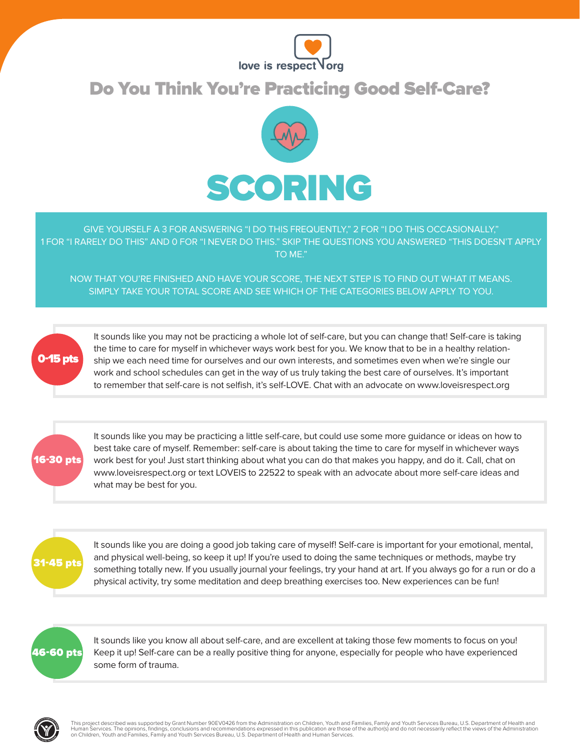love is respect org

# Do You Think You're Practicing Good Self-Care?

## SCORING

GIVE YOURSELF A 3 FOR ANSWERING "I DO THIS FREQUENTLY," 2 FOR "I DO THIS OCCASIONALLY," 1 FOR "I RARELY DO THIS" AND 0 FOR "I NEVER DO THIS." SKIP THE QUESTIONS YOU ANSWERED "THIS DOESN'T APPLY TO ME."

NOW THAT YOU'RE FINISHED AND HAVE YOUR SCORE, THE NEXT STEP IS TO FIND OUT WHAT IT MEANS. SIMPLY TAKE YOUR TOTAL SCORE AND SEE WHICH OF THE CATEGORIES BELOW APPLY TO YOU.

**0-15 pts**

It sounds like you may not be practicing a whole lot of self-care, but you can change that! Self-care is taking the time to care for myself in whichever ways work best for you. We know that to be in a healthy relationship we each need time for ourselves and our own interests, and sometimes even when we're single our work and school schedules can get in the way of us truly taking the best care of ourselves. It's important to remember that self-care is not selfish, it's self-LOVE. Chat with an advocate on www.loveisrespect.org

**16-30 pts**

It sounds like you may be practicing a little self-care, but could use some more guidance or ideas on how to best take care of myself. Remember: self-care is about taking the time to care for myself in whichever ways work best for you! Just start thinking about what you can do that makes you happy, and do it. Call, chat on www.loveisrespect.org or text LOVEIS to 22522 to speak with an advocate about more self-care ideas and what may be best for you.

**31-45 pts**

It sounds like you are doing a good job taking care of myself! Self-care is important for your emotional, mental, and physical well-being, so keep it up! If you're used to doing the same techniques or methods, maybe try something totally new. If you usually journal your feelings, try your hand at art. If you always go for a run or do a physical activity, try some meditation and deep breathing exercises too. New experiences can be fun!

**46-60 pts**

It sounds like you know all about self-care, and are excellent at taking those few moments to focus on you! Keep it up! Self-care can be a really positive thing for anyone, especially for people who have experienced some form of trauma.

This project described was supported by Grant Number 90EV0426 from the Administration on Children, Youth and Families, Family and Youth Services Bureau, U.S. Department of Health and Human Services. The opinions, findings, conclusions and recommendations expressed in this publication are those of the author(s) and do not necessarily reflect the views of the Administration on Children, Youth and Families, Family and Youth Services Bureau, U.S. Department of Health and Human Services.